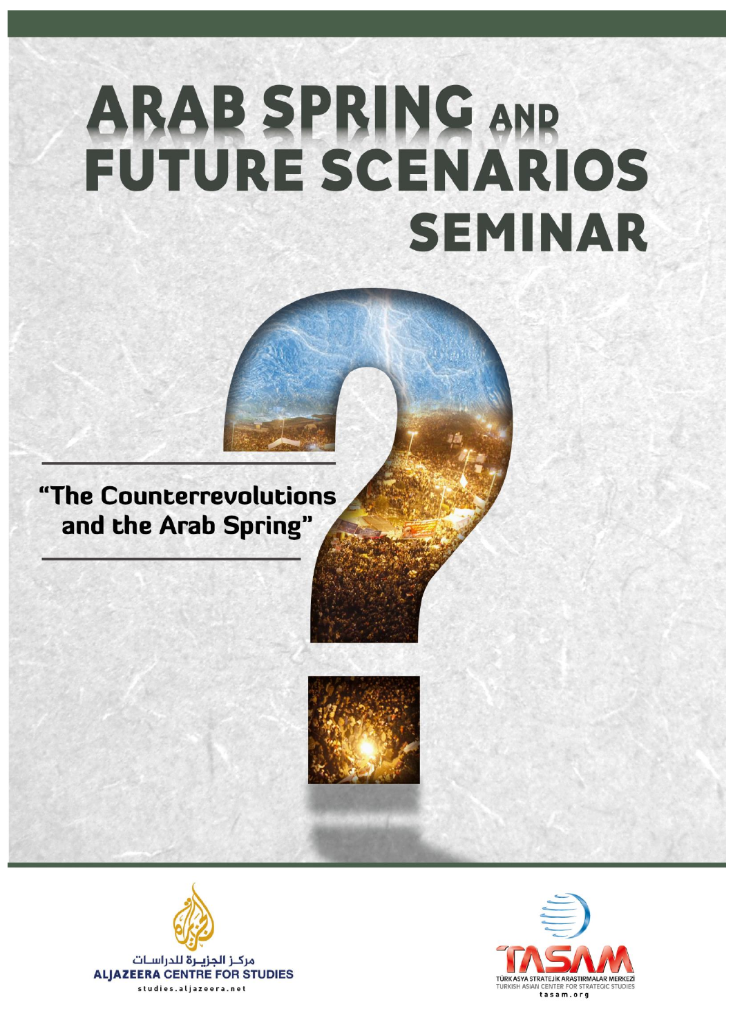# ARAB SPRING AND FUTURE SCENARIOS SEMINAR

## "The Counterrevolutions and the Arab Spring"

مركز الجزيرة للدراسات
ALJAZEERA CENTRE FOR STUDIES
studies.aljazeera.net

TASAM
TÜRK ASYA STRATEJİK ARAŞTIRMALAR MERKEZİ
TURKISH ASIAN CENTER FOR STRATEGIC STUDIES
tasam.org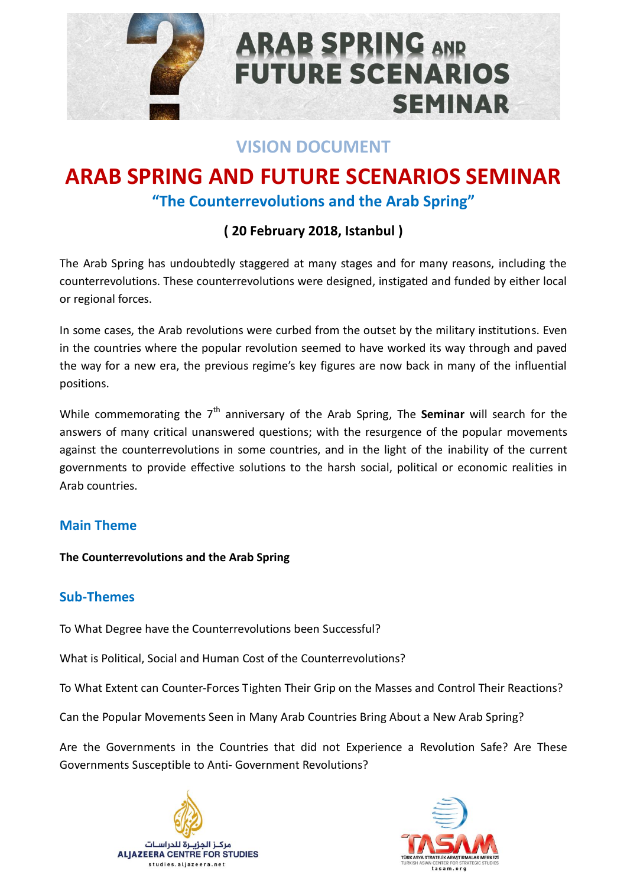# ARAB SPRING AND FUTURE SCENARIOS SEMINAR

## VISION DOCUMENT

# ARAB SPRING AND FUTURE SCENARIOS SEMINAR

### "The Counterrevolutions and the Arab Spring"

**( 20 February 2018, Istanbul )**

The Arab Spring has undoubtedly staggered at many stages and for many reasons, including the counterrevolutions. These counterrevolutions were designed, instigated and funded by either local or regional forces.

In some cases, the Arab revolutions were curbed from the outset by the military institutions. Even in the countries where the popular revolution seemed to have worked its way through and paved the way for a new era, the previous regime's key figures are now back in many of the influential positions.

While commemorating the 7th anniversary of the Arab Spring, The **Seminar** will search for the answers of many critical unanswered questions; with the resurgence of the popular movements against the counterrevolutions in some countries, and in the light of the inability of the current governments to provide effective solutions to the harsh social, political or economic realities in Arab countries.

## Main Theme

**The Counterrevolutions and the Arab Spring**

## Sub-Themes

To What Degree have the Counterrevolutions been Successful?

What is Political, Social and Human Cost of the Counterrevolutions?

To What Extent can Counter-Forces Tighten Their Grip on the Masses and Control Their Reactions?

Can the Popular Movements Seen in Many Arab Countries Bring About a New Arab Spring?

Are the Governments in the Countries that did not Experience a Revolution Safe? Are These Governments Susceptible to Anti- Government Revolutions?

مركـز الجزيـرة للدراسـات
ALJAZEERA CENTRE FOR STUDIES
studies.aljazeera.net

TASAM
TÜRK ASYA STRATEJİK ARAŞTIRMALAR MERKEZİ
TURKISH ASIAN CENTER FOR STRATEGIC STUDIES
tasam.org